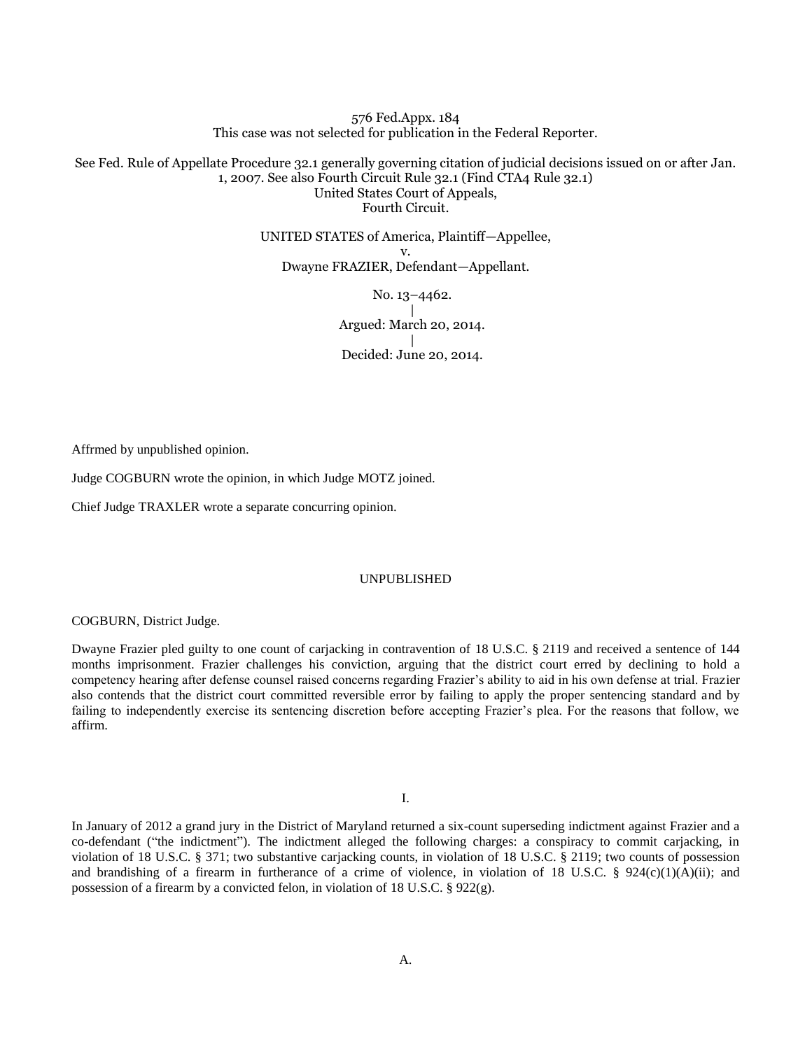576 Fed.Appx. 184
This case was not selected for publication in the Federal Reporter.

See Fed. Rule of Appellate Procedure 32.1 generally governing citation of judicial decisions issued on or after Jan. 1, 2007. See also Fourth Circuit Rule 32.1 (Find CTA4 Rule 32.1)
United States Court of Appeals,
Fourth Circuit.

UNITED STATES of America, Plaintiff—Appellee,
v.
Dwayne FRAZIER, Defendant—Appellant.

No. 13–4462.
|
Argued: March 20, 2014.
|
Decided: June 20, 2014.

Affrmed by unpublished opinion.

Judge COGBURN wrote the opinion, in which Judge MOTZ joined.

Chief Judge TRAXLER wrote a separate concurring opinion.

UNPUBLISHED

COGBURN, District Judge.

Dwayne Frazier pled guilty to one count of carjacking in contravention of 18 U.S.C. § 2119 and received a sentence of 144 months imprisonment. Frazier challenges his conviction, arguing that the district court erred by declining to hold a competency hearing after defense counsel raised concerns regarding Frazier's ability to aid in his own defense at trial. Frazier also contends that the district court committed reversible error by failing to apply the proper sentencing standard and by failing to independently exercise its sentencing discretion before accepting Frazier's plea. For the reasons that follow, we affirm.

## I.

In January of 2012 a grand jury in the District of Maryland returned a six-count superseding indictment against Frazier and a co-defendant ("the indictment"). The indictment alleged the following charges: a conspiracy to commit carjacking, in violation of 18 U.S.C. § 371; two substantive carjacking counts, in violation of 18 U.S.C. § 2119; two counts of possession and brandishing of a firearm in furtherance of a crime of violence, in violation of 18 U.S.C. § 924(c)(1)(A)(ii); and possession of a firearm by a convicted felon, in violation of 18 U.S.C. § 922(g).

### A.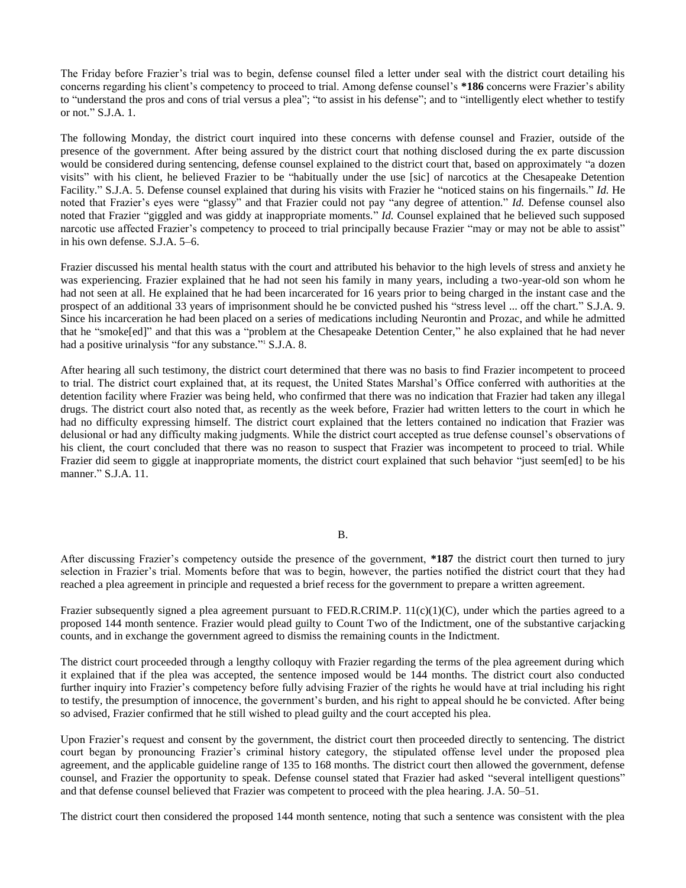The Friday before Frazier's trial was to begin, defense counsel filed a letter under seal with the district court detailing his concerns regarding his client's competency to proceed to trial. Among defense counsel's **\*186** concerns were Frazier's ability to "understand the pros and cons of trial versus a plea"; "to assist in his defense"; and to "intelligently elect whether to testify or not." S.J.A. 1.

The following Monday, the district court inquired into these concerns with defense counsel and Frazier, outside of the presence of the government. After being assured by the district court that nothing disclosed during the ex parte discussion would be considered during sentencing, defense counsel explained to the district court that, based on approximately "a dozen visits" with his client, he believed Frazier to be "habitually under the use [sic] of narcotics at the Chesapeake Detention Facility." S.J.A. 5. Defense counsel explained that during his visits with Frazier he "noticed stains on his fingernails." *Id.* He noted that Frazier's eyes were "glassy" and that Frazier could not pay "any degree of attention." *Id.* Defense counsel also noted that Frazier "giggled and was giddy at inappropriate moments." *Id.* Counsel explained that he believed such supposed narcotic use affected Frazier's competency to proceed to trial principally because Frazier "may or may not be able to assist" in his own defense. S.J.A. 5–6.

Frazier discussed his mental health status with the court and attributed his behavior to the high levels of stress and anxiety he was experiencing. Frazier explained that he had not seen his family in many years, including a two-year-old son whom he had not seen at all. He explained that he had been incarcerated for 16 years prior to being charged in the instant case and the prospect of an additional 33 years of imprisonment should he be convicted pushed his "stress level ... off the chart." S.J.A. 9. Since his incarceration he had been placed on a series of medications including Neurontin and Prozac, and while he admitted that he "smoke[ed]" and that this was a "problem at the Chesapeake Detention Center," he also explained that he had never had a positive urinalysis "for any substance."[1] S.J.A. 8.

After hearing all such testimony, the district court determined that there was no basis to find Frazier incompetent to proceed to trial. The district court explained that, at its request, the United States Marshal's Office conferred with authorities at the detention facility where Frazier was being held, who confirmed that there was no indication that Frazier had taken any illegal drugs. The district court also noted that, as recently as the week before, Frazier had written letters to the court in which he had no difficulty expressing himself. The district court explained that the letters contained no indication that Frazier was delusional or had any difficulty making judgments. While the district court accepted as true defense counsel's observations of his client, the court concluded that there was no reason to suspect that Frazier was incompetent to proceed to trial. While Frazier did seem to giggle at inappropriate moments, the district court explained that such behavior "just seem[ed] to be his manner." S.J.A. 11.

B.

After discussing Frazier's competency outside the presence of the government, **\*187** the district court then turned to jury selection in Frazier's trial. Moments before that was to begin, however, the parties notified the district court that they had reached a plea agreement in principle and requested a brief recess for the government to prepare a written agreement.

Frazier subsequently signed a plea agreement pursuant to FED.R.CRIM.P. 11(c)(1)(C), under which the parties agreed to a proposed 144 month sentence. Frazier would plead guilty to Count Two of the Indictment, one of the substantive carjacking counts, and in exchange the government agreed to dismiss the remaining counts in the Indictment.

The district court proceeded through a lengthy colloquy with Frazier regarding the terms of the plea agreement during which it explained that if the plea was accepted, the sentence imposed would be 144 months. The district court also conducted further inquiry into Frazier's competency before fully advising Frazier of the rights he would have at trial including his right to testify, the presumption of innocence, the government's burden, and his right to appeal should he be convicted. After being so advised, Frazier confirmed that he still wished to plead guilty and the court accepted his plea.

Upon Frazier's request and consent by the government, the district court then proceeded directly to sentencing. The district court began by pronouncing Frazier's criminal history category, the stipulated offense level under the proposed plea agreement, and the applicable guideline range of 135 to 168 months. The district court then allowed the government, defense counsel, and Frazier the opportunity to speak. Defense counsel stated that Frazier had asked "several intelligent questions" and that defense counsel believed that Frazier was competent to proceed with the plea hearing. J.A. 50–51.

The district court then considered the proposed 144 month sentence, noting that such a sentence was consistent with the plea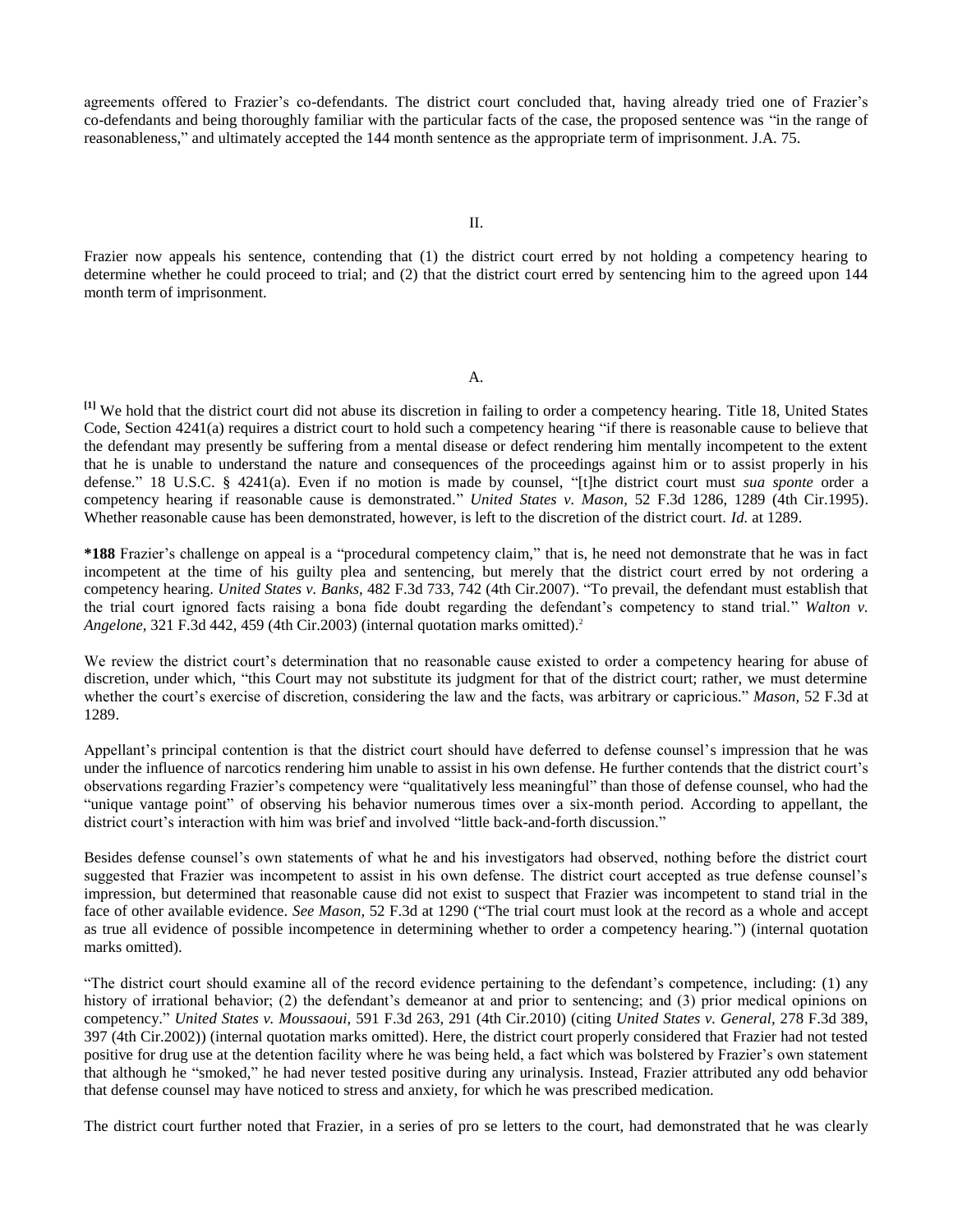agreements offered to Frazier's co-defendants. The district court concluded that, having already tried one of Frazier's co-defendants and being thoroughly familiar with the particular facts of the case, the proposed sentence was "in the range of reasonableness," and ultimately accepted the 144 month sentence as the appropriate term of imprisonment. J.A. 75.

## II.

Frazier now appeals his sentence, contending that (1) the district court erred by not holding a competency hearing to determine whether he could proceed to trial; and (2) that the district court erred by sentencing him to the agreed upon 144 month term of imprisonment.

### A.

**[1]** We hold that the district court did not abuse its discretion in failing to order a competency hearing. Title 18, United States Code, Section 4241(a) requires a district court to hold such a competency hearing "if there is reasonable cause to believe that the defendant may presently be suffering from a mental disease or defect rendering him mentally incompetent to the extent that he is unable to understand the nature and consequences of the proceedings against him or to assist properly in his defense." 18 U.S.C. § 4241(a). Even if no motion is made by counsel, "[t]he district court must *sua sponte* order a competency hearing if reasonable cause is demonstrated." *United States v. Mason,* 52 F.3d 1286, 1289 (4th Cir.1995). Whether reasonable cause has been demonstrated, however, is left to the discretion of the district court. *Id.* at 1289.

**\*188** Frazier's challenge on appeal is a "procedural competency claim," that is, he need not demonstrate that he was in fact incompetent at the time of his guilty plea and sentencing, but merely that the district court erred by not ordering a competency hearing. *United States v. Banks,* 482 F.3d 733, 742 (4th Cir.2007). "To prevail, the defendant must establish that the trial court ignored facts raising a bona fide doubt regarding the defendant's competency to stand trial." *Walton v. Angelone,* 321 F.3d 442, 459 (4th Cir.2003) (internal quotation marks omitted).[2]

We review the district court's determination that no reasonable cause existed to order a competency hearing for abuse of discretion, under which, "this Court may not substitute its judgment for that of the district court; rather, we must determine whether the court's exercise of discretion, considering the law and the facts, was arbitrary or capricious." *Mason,* 52 F.3d at 1289.

Appellant's principal contention is that the district court should have deferred to defense counsel's impression that he was under the influence of narcotics rendering him unable to assist in his own defense. He further contends that the district court's observations regarding Frazier's competency were "qualitatively less meaningful" than those of defense counsel, who had the "unique vantage point" of observing his behavior numerous times over a six-month period. According to appellant, the district court's interaction with him was brief and involved "little back-and-forth discussion."

Besides defense counsel's own statements of what he and his investigators had observed, nothing before the district court suggested that Frazier was incompetent to assist in his own defense. The district court accepted as true defense counsel's impression, but determined that reasonable cause did not exist to suspect that Frazier was incompetent to stand trial in the face of other available evidence. *See Mason,* 52 F.3d at 1290 ("The trial court must look at the record as a whole and accept as true all evidence of possible incompetence in determining whether to order a competency hearing.") (internal quotation marks omitted).

"The district court should examine all of the record evidence pertaining to the defendant's competence, including: (1) any history of irrational behavior; (2) the defendant's demeanor at and prior to sentencing; and (3) prior medical opinions on competency." *United States v. Moussaoui,* 591 F.3d 263, 291 (4th Cir.2010) (citing *United States v. General,* 278 F.3d 389, 397 (4th Cir.2002)) (internal quotation marks omitted). Here, the district court properly considered that Frazier had not tested positive for drug use at the detention facility where he was being held, a fact which was bolstered by Frazier's own statement that although he "smoked," he had never tested positive during any urinalysis. Instead, Frazier attributed any odd behavior that defense counsel may have noticed to stress and anxiety, for which he was prescribed medication.

The district court further noted that Frazier, in a series of pro se letters to the court, had demonstrated that he was clearly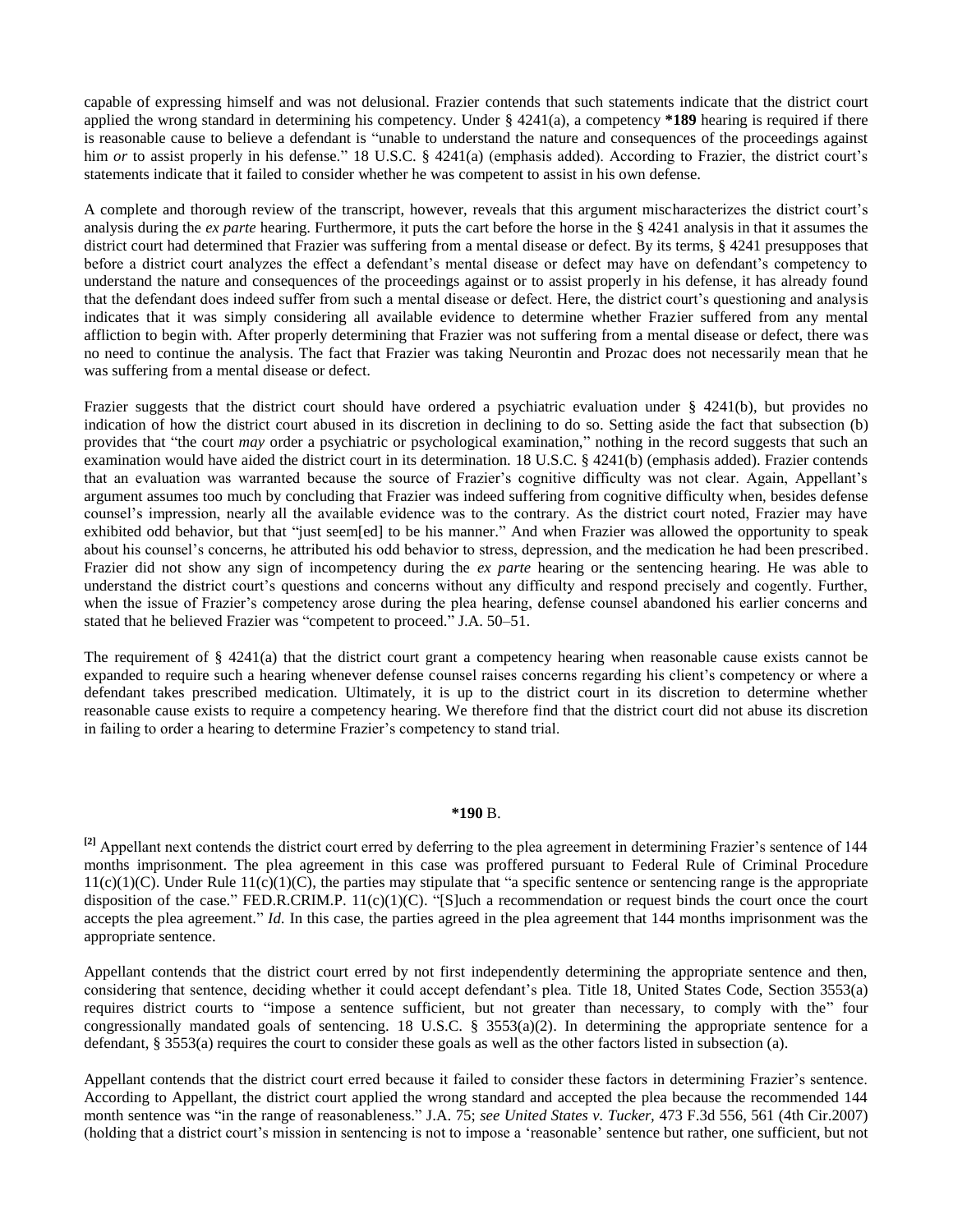capable of expressing himself and was not delusional. Frazier contends that such statements indicate that the district court applied the wrong standard in determining his competency. Under § 4241(a), a competency **\*189** hearing is required if there is reasonable cause to believe a defendant is "unable to understand the nature and consequences of the proceedings against him *or* to assist properly in his defense." 18 U.S.C. § 4241(a) (emphasis added). According to Frazier, the district court's statements indicate that it failed to consider whether he was competent to assist in his own defense.

A complete and thorough review of the transcript, however, reveals that this argument mischaracterizes the district court's analysis during the *ex parte* hearing. Furthermore, it puts the cart before the horse in the § 4241 analysis in that it assumes the district court had determined that Frazier was suffering from a mental disease or defect. By its terms, § 4241 presupposes that before a district court analyzes the effect a defendant's mental disease or defect may have on defendant's competency to understand the nature and consequences of the proceedings against or to assist properly in his defense, it has already found that the defendant does indeed suffer from such a mental disease or defect. Here, the district court's questioning and analysis indicates that it was simply considering all available evidence to determine whether Frazier suffered from any mental affliction to begin with. After properly determining that Frazier was not suffering from a mental disease or defect, there was no need to continue the analysis. The fact that Frazier was taking Neurontin and Prozac does not necessarily mean that he was suffering from a mental disease or defect.

Frazier suggests that the district court should have ordered a psychiatric evaluation under § 4241(b), but provides no indication of how the district court abused in its discretion in declining to do so. Setting aside the fact that subsection (b) provides that "the court *may* order a psychiatric or psychological examination," nothing in the record suggests that such an examination would have aided the district court in its determination. 18 U.S.C. § 4241(b) (emphasis added). Frazier contends that an evaluation was warranted because the source of Frazier's cognitive difficulty was not clear. Again, Appellant's argument assumes too much by concluding that Frazier was indeed suffering from cognitive difficulty when, besides defense counsel's impression, nearly all the available evidence was to the contrary. As the district court noted, Frazier may have exhibited odd behavior, but that "just seem[ed] to be his manner." And when Frazier was allowed the opportunity to speak about his counsel's concerns, he attributed his odd behavior to stress, depression, and the medication he had been prescribed. Frazier did not show any sign of incompetency during the *ex parte* hearing or the sentencing hearing. He was able to understand the district court's questions and concerns without any difficulty and respond precisely and cogently. Further, when the issue of Frazier's competency arose during the plea hearing, defense counsel abandoned his earlier concerns and stated that he believed Frazier was "competent to proceed." J.A. 50–51.

The requirement of § 4241(a) that the district court grant a competency hearing when reasonable cause exists cannot be expanded to require such a hearing whenever defense counsel raises concerns regarding his client's competency or where a defendant takes prescribed medication. Ultimately, it is up to the district court in its discretion to determine whether reasonable cause exists to require a competency hearing. We therefore find that the district court did not abuse its discretion in failing to order a hearing to determine Frazier's competency to stand trial.

**\*190** B.

[2] Appellant next contends the district court erred by deferring to the plea agreement in determining Frazier's sentence of 144 months imprisonment. The plea agreement in this case was proffered pursuant to Federal Rule of Criminal Procedure 11(c)(1)(C). Under Rule 11(c)(1)(C), the parties may stipulate that "a specific sentence or sentencing range is the appropriate disposition of the case." FED.R.CRIM.P. 11(c)(1)(C). "[S]uch a recommendation or request binds the court once the court accepts the plea agreement." *Id.* In this case, the parties agreed in the plea agreement that 144 months imprisonment was the appropriate sentence.

Appellant contends that the district court erred by not first independently determining the appropriate sentence and then, considering that sentence, deciding whether it could accept defendant's plea. Title 18, United States Code, Section 3553(a) requires district courts to "impose a sentence sufficient, but not greater than necessary, to comply with the" four congressionally mandated goals of sentencing. 18 U.S.C. § 3553(a)(2). In determining the appropriate sentence for a defendant, § 3553(a) requires the court to consider these goals as well as the other factors listed in subsection (a).

Appellant contends that the district court erred because it failed to consider these factors in determining Frazier's sentence. According to Appellant, the district court applied the wrong standard and accepted the plea because the recommended 144 month sentence was "in the range of reasonableness." J.A. 75; *see United States v. Tucker,* 473 F.3d 556, 561 (4th Cir.2007) (holding that a district court's mission in sentencing is not to impose a 'reasonable' sentence but rather, one sufficient, but not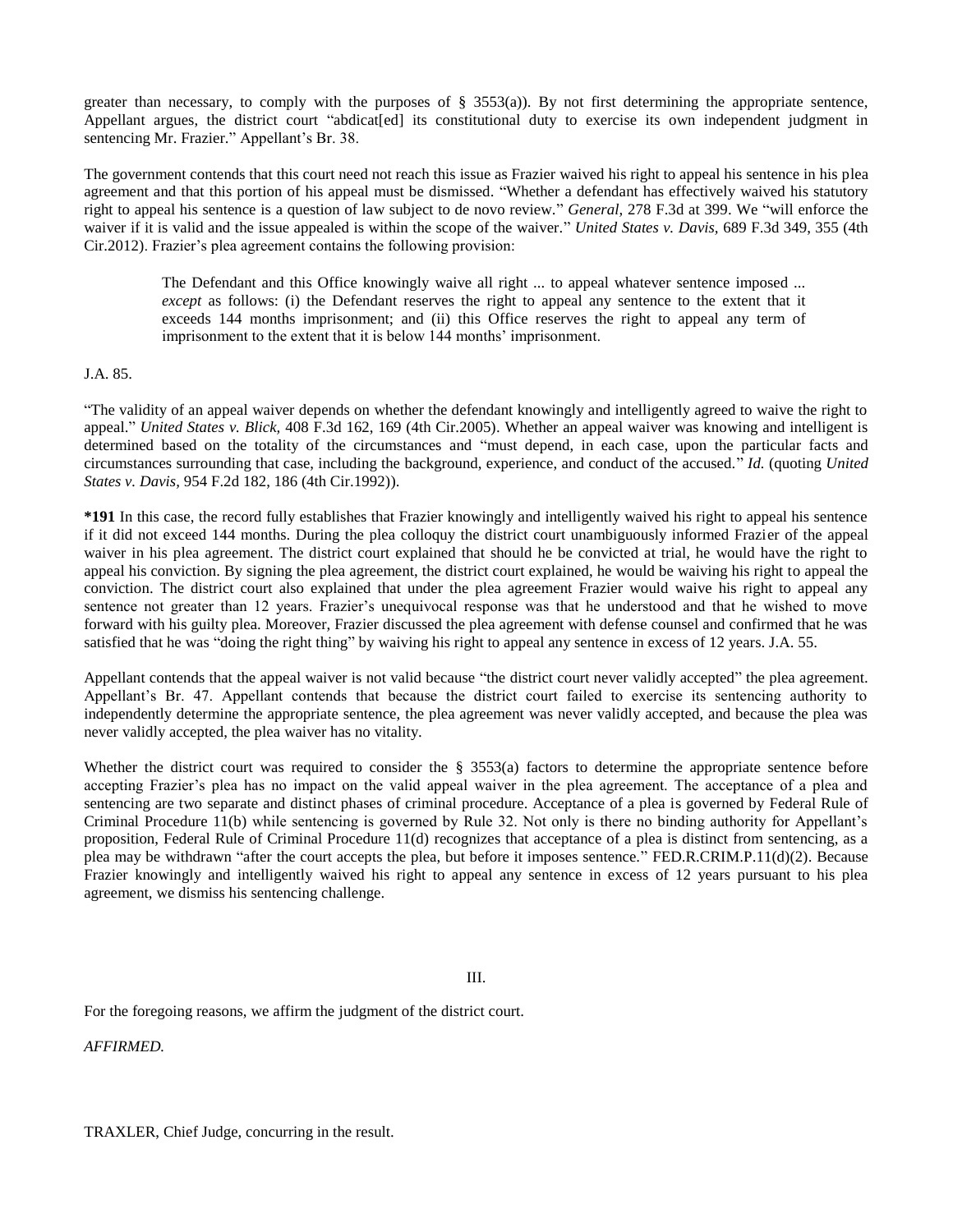greater than necessary, to comply with the purposes of § 3553(a)). By not first determining the appropriate sentence, Appellant argues, the district court "abdicat[ed] its constitutional duty to exercise its own independent judgment in sentencing Mr. Frazier." Appellant's Br. 38.

The government contends that this court need not reach this issue as Frazier waived his right to appeal his sentence in his plea agreement and that this portion of his appeal must be dismissed. "Whether a defendant has effectively waived his statutory right to appeal his sentence is a question of law subject to de novo review." *General,* 278 F.3d at 399. We "will enforce the waiver if it is valid and the issue appealed is within the scope of the waiver." *United States v. Davis,* 689 F.3d 349, 355 (4th Cir.2012). Frazier's plea agreement contains the following provision:

> The Defendant and this Office knowingly waive all right ... to appeal whatever sentence imposed ... *except* as follows: (i) the Defendant reserves the right to appeal any sentence to the extent that it exceeds 144 months imprisonment; and (ii) this Office reserves the right to appeal any term of imprisonment to the extent that it is below 144 months' imprisonment.

J.A. 85.

"The validity of an appeal waiver depends on whether the defendant knowingly and intelligently agreed to waive the right to appeal." *United States v. Blick,* 408 F.3d 162, 169 (4th Cir.2005). Whether an appeal waiver was knowing and intelligent is determined based on the totality of the circumstances and "must depend, in each case, upon the particular facts and circumstances surrounding that case, including the background, experience, and conduct of the accused." *Id.* (quoting *United States v. Davis,* 954 F.2d 182, 186 (4th Cir.1992)).

**\*191** In this case, the record fully establishes that Frazier knowingly and intelligently waived his right to appeal his sentence if it did not exceed 144 months. During the plea colloquy the district court unambiguously informed Frazier of the appeal waiver in his plea agreement. The district court explained that should he be convicted at trial, he would have the right to appeal his conviction. By signing the plea agreement, the district court explained, he would be waiving his right to appeal the conviction. The district court also explained that under the plea agreement Frazier would waive his right to appeal any sentence not greater than 12 years. Frazier's unequivocal response was that he understood and that he wished to move forward with his guilty plea. Moreover, Frazier discussed the plea agreement with defense counsel and confirmed that he was satisfied that he was "doing the right thing" by waiving his right to appeal any sentence in excess of 12 years. J.A. 55.

Appellant contends that the appeal waiver is not valid because "the district court never validly accepted" the plea agreement. Appellant's Br. 47. Appellant contends that because the district court failed to exercise its sentencing authority to independently determine the appropriate sentence, the plea agreement was never validly accepted, and because the plea was never validly accepted, the plea waiver has no vitality.

Whether the district court was required to consider the § 3553(a) factors to determine the appropriate sentence before accepting Frazier's plea has no impact on the valid appeal waiver in the plea agreement. The acceptance of a plea and sentencing are two separate and distinct phases of criminal procedure. Acceptance of a plea is governed by Federal Rule of Criminal Procedure 11(b) while sentencing is governed by Rule 32. Not only is there no binding authority for Appellant's proposition, Federal Rule of Criminal Procedure 11(d) recognizes that acceptance of a plea is distinct from sentencing, as a plea may be withdrawn "after the court accepts the plea, but before it imposes sentence." FED.R.CRIM.P.11(d)(2). Because Frazier knowingly and intelligently waived his right to appeal any sentence in excess of 12 years pursuant to his plea agreement, we dismiss his sentencing challenge.

## III.

For the foregoing reasons, we affirm the judgment of the district court.

*AFFIRMED.*

TRAXLER, Chief Judge, concurring in the result.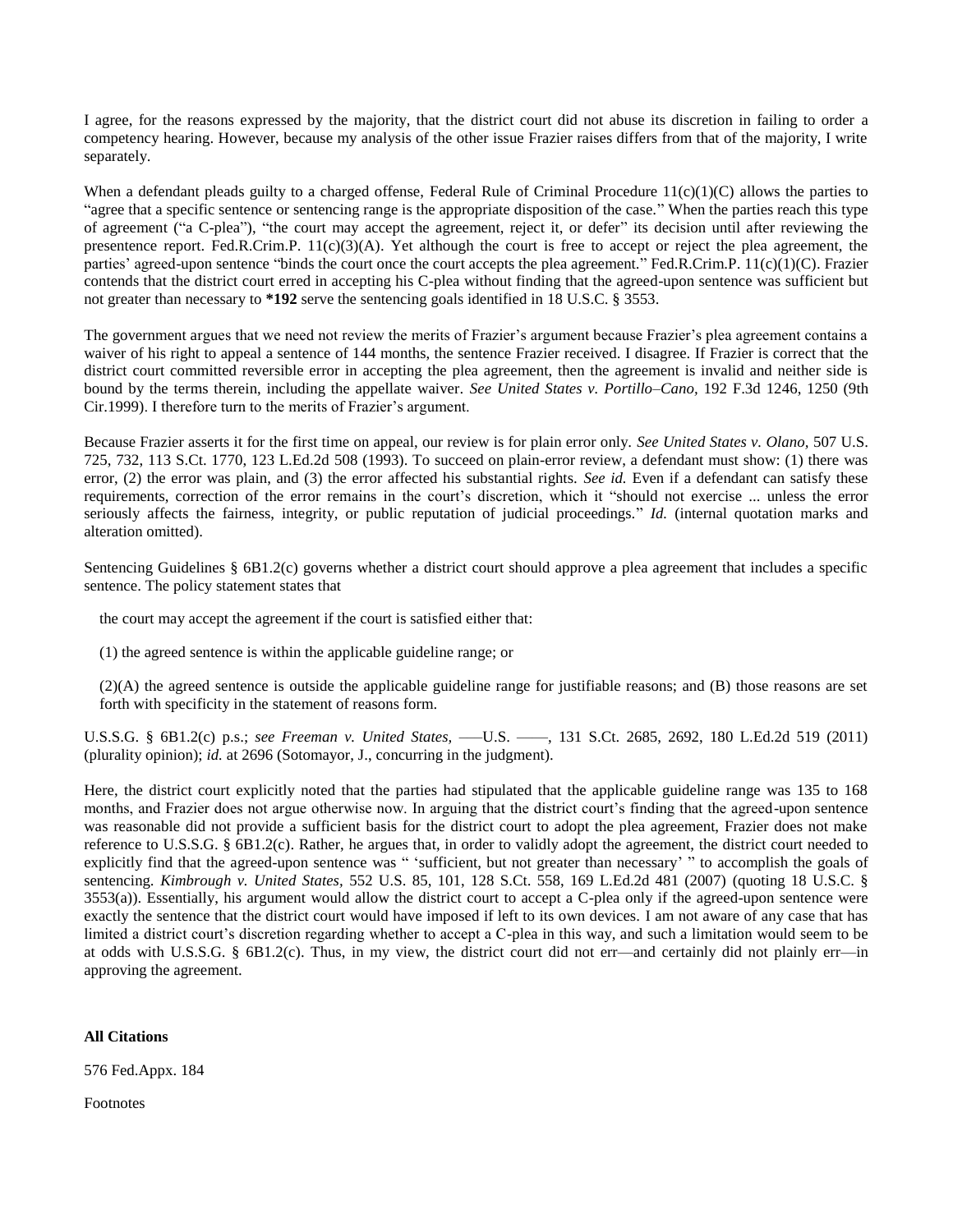I agree, for the reasons expressed by the majority, that the district court did not abuse its discretion in failing to order a competency hearing. However, because my analysis of the other issue Frazier raises differs from that of the majority, I write separately.

When a defendant pleads guilty to a charged offense, Federal Rule of Criminal Procedure 11(c)(1)(C) allows the parties to "agree that a specific sentence or sentencing range is the appropriate disposition of the case." When the parties reach this type of agreement ("a C-plea"), "the court may accept the agreement, reject it, or defer" its decision until after reviewing the presentence report. Fed.R.Crim.P. 11(c)(3)(A). Yet although the court is free to accept or reject the plea agreement, the parties' agreed-upon sentence "binds the court once the court accepts the plea agreement." Fed.R.Crim.P. 11(c)(1)(C). Frazier contends that the district court erred in accepting his C-plea without finding that the agreed-upon sentence was sufficient but not greater than necessary to **\*192** serve the sentencing goals identified in 18 U.S.C. § 3553.

The government argues that we need not review the merits of Frazier's argument because Frazier's plea agreement contains a waiver of his right to appeal a sentence of 144 months, the sentence Frazier received. I disagree. If Frazier is correct that the district court committed reversible error in accepting the plea agreement, then the agreement is invalid and neither side is bound by the terms therein, including the appellate waiver. *See United States v. Portillo–Cano,* 192 F.3d 1246, 1250 (9th Cir.1999). I therefore turn to the merits of Frazier's argument.

Because Frazier asserts it for the first time on appeal, our review is for plain error only. *See United States v. Olano,* 507 U.S. 725, 732, 113 S.Ct. 1770, 123 L.Ed.2d 508 (1993). To succeed on plain-error review, a defendant must show: (1) there was error, (2) the error was plain, and (3) the error affected his substantial rights. *See id.* Even if a defendant can satisfy these requirements, correction of the error remains in the court's discretion, which it "should not exercise ... unless the error seriously affects the fairness, integrity, or public reputation of judicial proceedings." *Id.* (internal quotation marks and alteration omitted).

Sentencing Guidelines § 6B1.2(c) governs whether a district court should approve a plea agreement that includes a specific sentence. The policy statement states that

> the court may accept the agreement if the court is satisfied either that:
>
> (1) the agreed sentence is within the applicable guideline range; or
>
> (2)(A) the agreed sentence is outside the applicable guideline range for justifiable reasons; and (B) those reasons are set forth with specificity in the statement of reasons form.

U.S.S.G. § 6B1.2(c) p.s.; *see Freeman v. United States,* ––– U.S. ––––, 131 S.Ct. 2685, 2692, 180 L.Ed.2d 519 (2011) (plurality opinion); *id.* at 2696 (Sotomayor, J., concurring in the judgment).

Here, the district court explicitly noted that the parties had stipulated that the applicable guideline range was 135 to 168 months, and Frazier does not argue otherwise now. In arguing that the district court's finding that the agreed-upon sentence was reasonable did not provide a sufficient basis for the district court to adopt the plea agreement, Frazier does not make reference to U.S.S.G. § 6B1.2(c). Rather, he argues that, in order to validly adopt the agreement, the district court needed to explicitly find that the agreed-upon sentence was " 'sufficient, but not greater than necessary' " to accomplish the goals of sentencing. *Kimbrough v. United States,* 552 U.S. 85, 101, 128 S.Ct. 558, 169 L.Ed.2d 481 (2007) (quoting 18 U.S.C. § 3553(a)). Essentially, his argument would allow the district court to accept a C-plea only if the agreed-upon sentence were exactly the sentence that the district court would have imposed if left to its own devices. I am not aware of any case that has limited a district court's discretion regarding whether to accept a C-plea in this way, and such a limitation would seem to be at odds with U.S.S.G. § 6B1.2(c). Thus, in my view, the district court did not err—and certainly did not plainly err—in approving the agreement.

**All Citations**

576 Fed.Appx. 184

Footnotes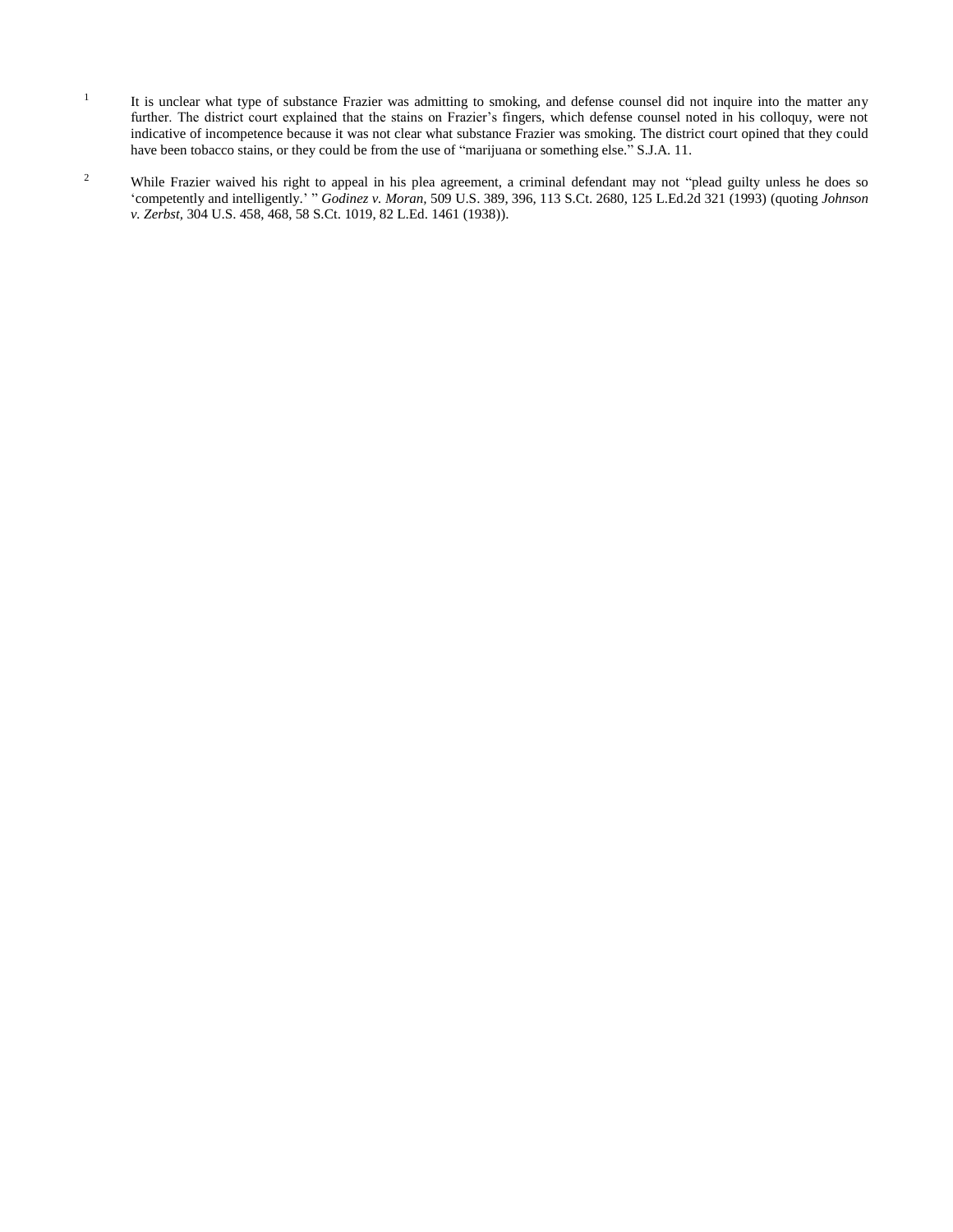1 It is unclear what type of substance Frazier was admitting to smoking, and defense counsel did not inquire into the matter any further. The district court explained that the stains on Frazier's fingers, which defense counsel noted in his colloquy, were not indicative of incompetence because it was not clear what substance Frazier was smoking. The district court opined that they could have been tobacco stains, or they could be from the use of "marijuana or something else." S.J.A. 11.

2 While Frazier waived his right to appeal in his plea agreement, a criminal defendant may not "plead guilty unless he does so 'competently and intelligently.' " *Godinez v. Moran,* 509 U.S. 389, 396, 113 S.Ct. 2680, 125 L.Ed.2d 321 (1993) (quoting *Johnson v. Zerbst,* 304 U.S. 458, 468, 58 S.Ct. 1019, 82 L.Ed. 1461 (1938)).